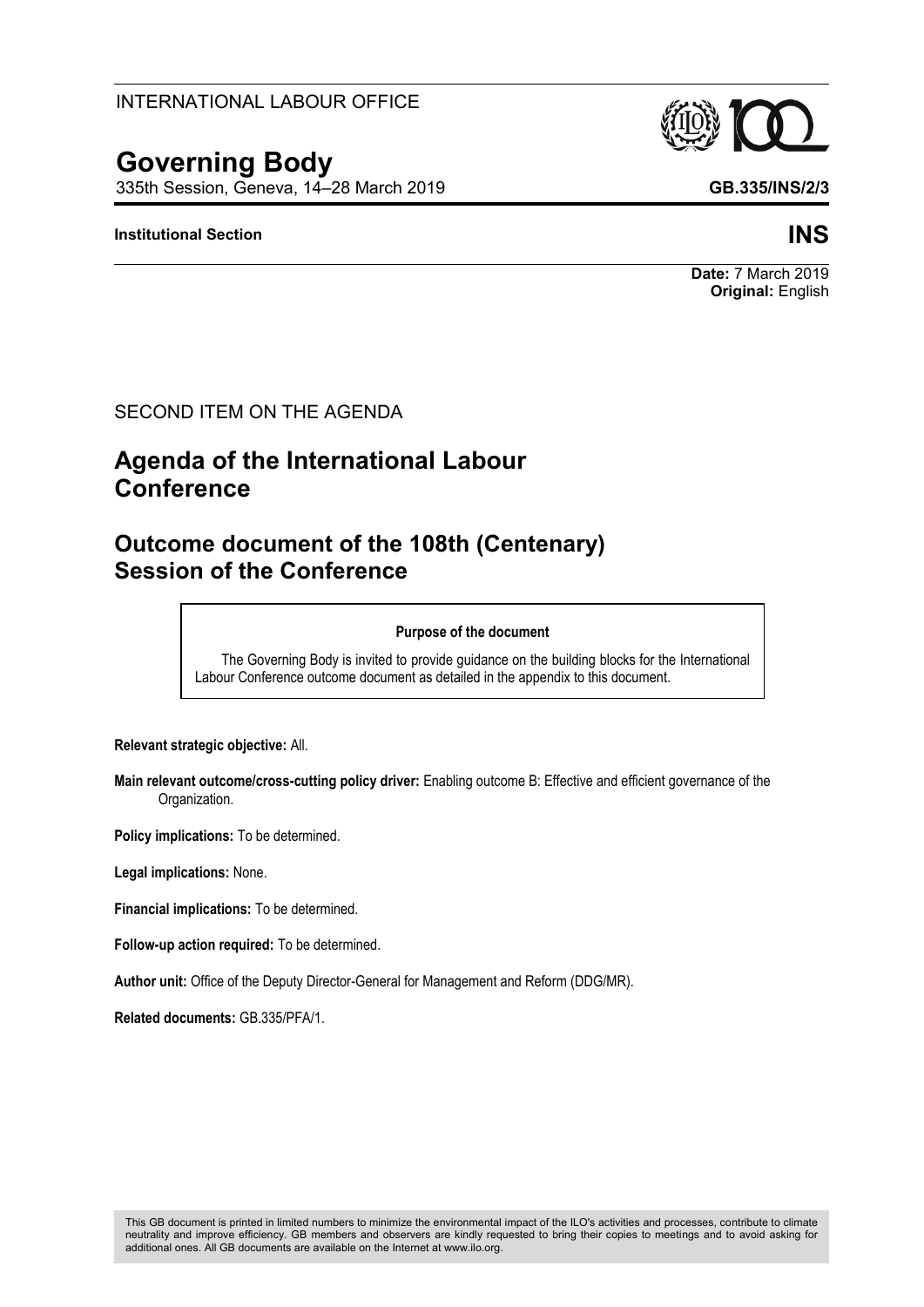INTERNATIONAL LABOUR OFFICE

# Governing Body

335th Session, Geneva, 14–28 March 2019

**GB.335/INS/2/3**

**Institutional Section**

**INS**

**Date:** 7 March 2019
**Original:** English

SECOND ITEM ON THE AGENDA

## Agenda of the International Labour Conference

## Outcome document of the 108th (Centenary) Session of the Conference

**Purpose of the document**

The Governing Body is invited to provide guidance on the building blocks for the International Labour Conference outcome document as detailed in the appendix to this document.

**Relevant strategic objective:** All.

**Main relevant outcome/cross-cutting policy driver:** Enabling outcome B: Effective and efficient governance of the Organization.

**Policy implications:** To be determined.

**Legal implications:** None.

**Financial implications:** To be determined.

**Follow-up action required:** To be determined.

**Author unit:** Office of the Deputy Director-General for Management and Reform (DDG/MR).

**Related documents:** GB.335/PFA/1.

This GB document is printed in limited numbers to minimize the environmental impact of the ILO's activities and processes, contribute to climate neutrality and improve efficiency. GB members and observers are kindly requested to bring their copies to meetings and to avoid asking for additional ones. All GB documents are available on the Internet at www.ilo.org.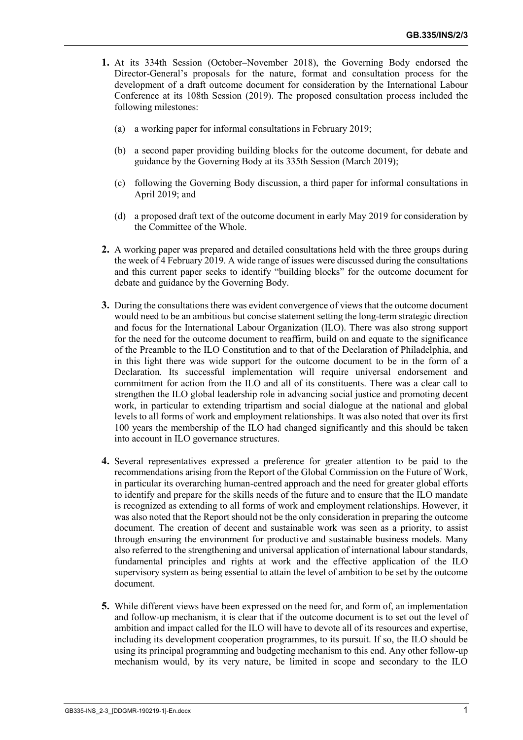**1.** At its 334th Session (October–November 2018), the Governing Body endorsed the Director-General's proposals for the nature, format and consultation process for the development of a draft outcome document for consideration by the International Labour Conference at its 108th Session (2019). The proposed consultation process included the following milestones:

(a) a working paper for informal consultations in February 2019;

(b) a second paper providing building blocks for the outcome document, for debate and guidance by the Governing Body at its 335th Session (March 2019);

(c) following the Governing Body discussion, a third paper for informal consultations in April 2019; and

(d) a proposed draft text of the outcome document in early May 2019 for consideration by the Committee of the Whole.

**2.** A working paper was prepared and detailed consultations held with the three groups during the week of 4 February 2019. A wide range of issues were discussed during the consultations and this current paper seeks to identify "building blocks" for the outcome document for debate and guidance by the Governing Body.

**3.** During the consultations there was evident convergence of views that the outcome document would need to be an ambitious but concise statement setting the long-term strategic direction and focus for the International Labour Organization (ILO). There was also strong support for the need for the outcome document to reaffirm, build on and equate to the significance of the Preamble to the ILO Constitution and to that of the Declaration of Philadelphia, and in this light there was wide support for the outcome document to be in the form of a Declaration. Its successful implementation will require universal endorsement and commitment for action from the ILO and all of its constituents. There was a clear call to strengthen the ILO global leadership role in advancing social justice and promoting decent work, in particular to extending tripartism and social dialogue at the national and global levels to all forms of work and employment relationships. It was also noted that over its first 100 years the membership of the ILO had changed significantly and this should be taken into account in ILO governance structures.

**4.** Several representatives expressed a preference for greater attention to be paid to the recommendations arising from the Report of the Global Commission on the Future of Work, in particular its overarching human-centred approach and the need for greater global efforts to identify and prepare for the skills needs of the future and to ensure that the ILO mandate is recognized as extending to all forms of work and employment relationships. However, it was also noted that the Report should not be the only consideration in preparing the outcome document. The creation of decent and sustainable work was seen as a priority, to assist through ensuring the environment for productive and sustainable business models. Many also referred to the strengthening and universal application of international labour standards, fundamental principles and rights at work and the effective application of the ILO supervisory system as being essential to attain the level of ambition to be set by the outcome document.

**5.** While different views have been expressed on the need for, and form of, an implementation and follow-up mechanism, it is clear that if the outcome document is to set out the level of ambition and impact called for the ILO will have to devote all of its resources and expertise, including its development cooperation programmes, to its pursuit. If so, the ILO should be using its principal programming and budgeting mechanism to this end. Any other follow-up mechanism would, by its very nature, be limited in scope and secondary to the ILO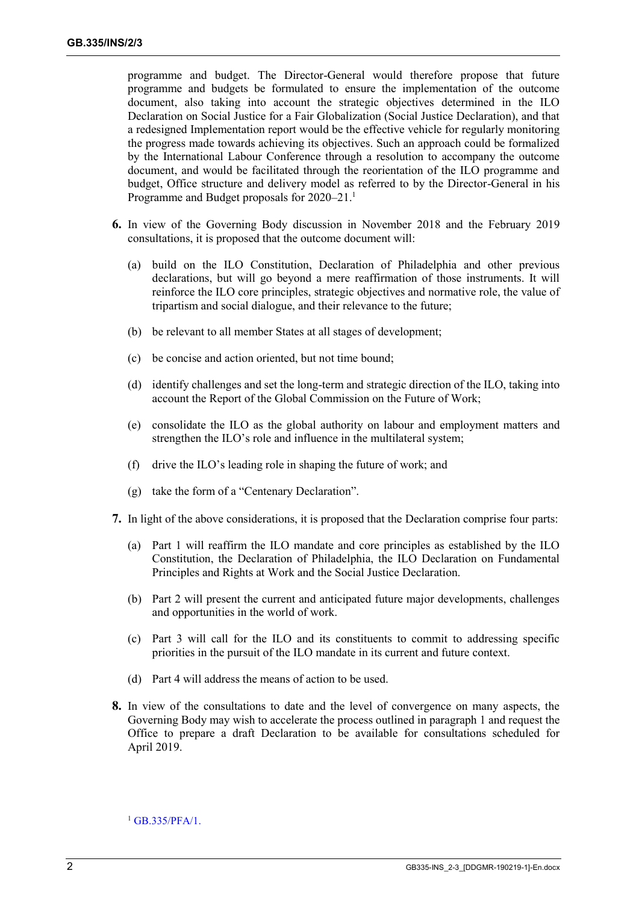programme and budget. The Director-General would therefore propose that future programme and budgets be formulated to ensure the implementation of the outcome document, also taking into account the strategic objectives determined in the ILO Declaration on Social Justice for a Fair Globalization (Social Justice Declaration), and that a redesigned Implementation report would be the effective vehicle for regularly monitoring the progress made towards achieving its objectives. Such an approach could be formalized by the International Labour Conference through a resolution to accompany the outcome document, and would be facilitated through the reorientation of the ILO programme and budget, Office structure and delivery model as referred to by the Director-General in his Programme and Budget proposals for 2020–21.[1]

**6.** In view of the Governing Body discussion in November 2018 and the February 2019 consultations, it is proposed that the outcome document will:

(a) build on the ILO Constitution, Declaration of Philadelphia and other previous declarations, but will go beyond a mere reaffirmation of those instruments. It will reinforce the ILO core principles, strategic objectives and normative role, the value of tripartism and social dialogue, and their relevance to the future;

(b) be relevant to all member States at all stages of development;

(c) be concise and action oriented, but not time bound;

(d) identify challenges and set the long-term and strategic direction of the ILO, taking into account the Report of the Global Commission on the Future of Work;

(e) consolidate the ILO as the global authority on labour and employment matters and strengthen the ILO's role and influence in the multilateral system;

(f) drive the ILO's leading role in shaping the future of work; and

(g) take the form of a "Centenary Declaration".

**7.** In light of the above considerations, it is proposed that the Declaration comprise four parts:

(a) Part 1 will reaffirm the ILO mandate and core principles as established by the ILO Constitution, the Declaration of Philadelphia, the ILO Declaration on Fundamental Principles and Rights at Work and the Social Justice Declaration.

(b) Part 2 will present the current and anticipated future major developments, challenges and opportunities in the world of work.

(c) Part 3 will call for the ILO and its constituents to commit to addressing specific priorities in the pursuit of the ILO mandate in its current and future context.

(d) Part 4 will address the means of action to be used.

**8.** In view of the consultations to date and the level of convergence on many aspects, the Governing Body may wish to accelerate the process outlined in paragraph 1 and request the Office to prepare a draft Declaration to be available for consultations scheduled for April 2019.

[1] GB.335/PFA/1.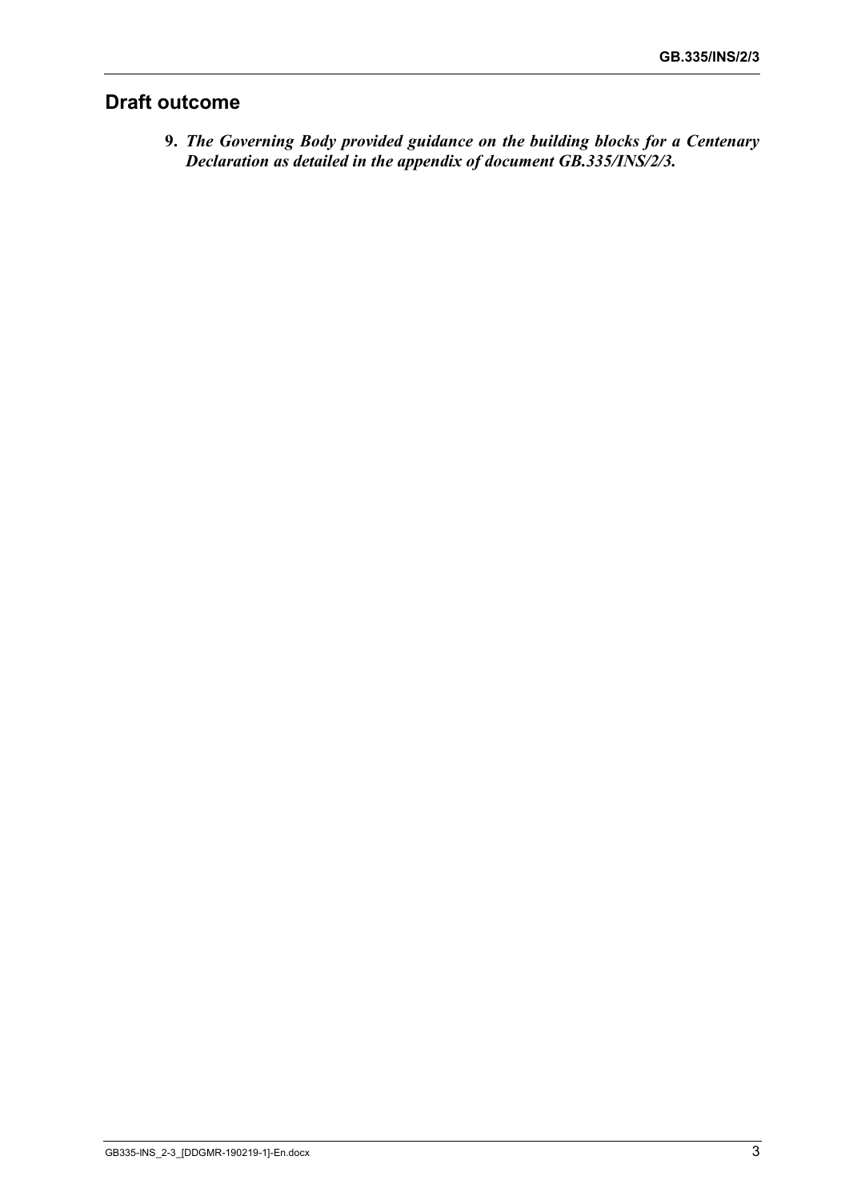## Draft outcome

9. ***The Governing Body provided guidance on the building blocks for a Centenary Declaration as detailed in the appendix of document GB.335/INS/2/3.***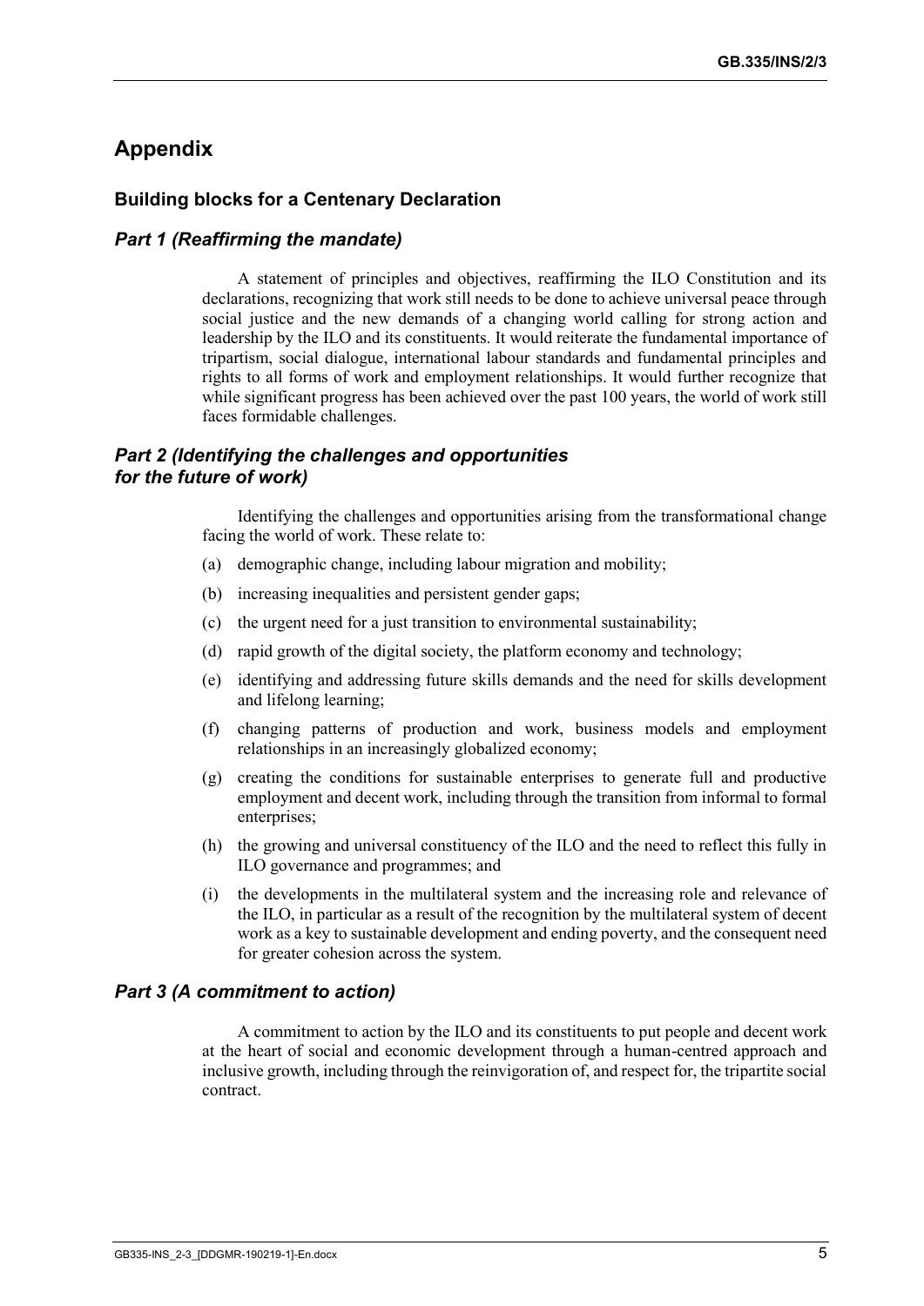## Appendix

### Building blocks for a Centenary Declaration

#### *Part 1 (Reaffirming the mandate)*

A statement of principles and objectives, reaffirming the ILO Constitution and its declarations, recognizing that work still needs to be done to achieve universal peace through social justice and the new demands of a changing world calling for strong action and leadership by the ILO and its constituents. It would reiterate the fundamental importance of tripartism, social dialogue, international labour standards and fundamental principles and rights to all forms of work and employment relationships. It would further recognize that while significant progress has been achieved over the past 100 years, the world of work still faces formidable challenges.

#### *Part 2 (Identifying the challenges and opportunities for the future of work)*

Identifying the challenges and opportunities arising from the transformational change facing the world of work. These relate to:

(a) demographic change, including labour migration and mobility;

(b) increasing inequalities and persistent gender gaps;

(c) the urgent need for a just transition to environmental sustainability;

(d) rapid growth of the digital society, the platform economy and technology;

(e) identifying and addressing future skills demands and the need for skills development and lifelong learning;

(f) changing patterns of production and work, business models and employment relationships in an increasingly globalized economy;

(g) creating the conditions for sustainable enterprises to generate full and productive employment and decent work, including through the transition from informal to formal enterprises;

(h) the growing and universal constituency of the ILO and the need to reflect this fully in ILO governance and programmes; and

(i) the developments in the multilateral system and the increasing role and relevance of the ILO, in particular as a result of the recognition by the multilateral system of decent work as a key to sustainable development and ending poverty, and the consequent need for greater cohesion across the system.

#### *Part 3 (A commitment to action)*

A commitment to action by the ILO and its constituents to put people and decent work at the heart of social and economic development through a human-centred approach and inclusive growth, including through the reinvigoration of, and respect for, the tripartite social contract.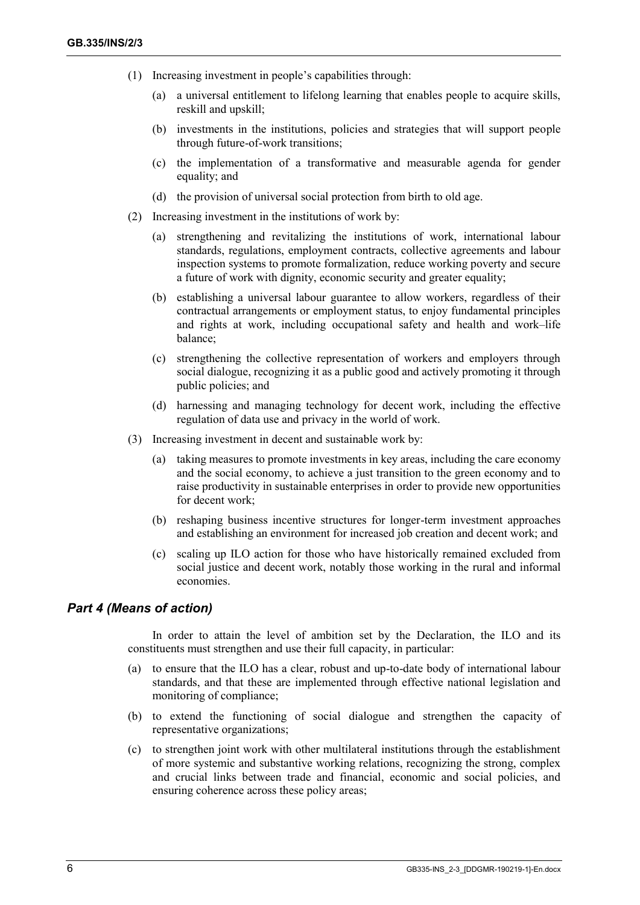(1) Increasing investment in people's capabilities through:

   (a) a universal entitlement to lifelong learning that enables people to acquire skills, reskill and upskill;

   (b) investments in the institutions, policies and strategies that will support people through future-of-work transitions;

   (c) the implementation of a transformative and measurable agenda for gender equality; and

   (d) the provision of universal social protection from birth to old age.

(2) Increasing investment in the institutions of work by:

   (a) strengthening and revitalizing the institutions of work, international labour standards, regulations, employment contracts, collective agreements and labour inspection systems to promote formalization, reduce working poverty and secure a future of work with dignity, economic security and greater equality;

   (b) establishing a universal labour guarantee to allow workers, regardless of their contractual arrangements or employment status, to enjoy fundamental principles and rights at work, including occupational safety and health and work–life balance;

   (c) strengthening the collective representation of workers and employers through social dialogue, recognizing it as a public good and actively promoting it through public policies; and

   (d) harnessing and managing technology for decent work, including the effective regulation of data use and privacy in the world of work.

(3) Increasing investment in decent and sustainable work by:

   (a) taking measures to promote investments in key areas, including the care economy and the social economy, to achieve a just transition to the green economy and to raise productivity in sustainable enterprises in order to provide new opportunities for decent work;

   (b) reshaping business incentive structures for longer-term investment approaches and establishing an environment for increased job creation and decent work; and

   (c) scaling up ILO action for those who have historically remained excluded from social justice and decent work, notably those working in the rural and informal economies.

### *Part 4 (Means of action)*

In order to attain the level of ambition set by the Declaration, the ILO and its constituents must strengthen and use their full capacity, in particular:

(a) to ensure that the ILO has a clear, robust and up-to-date body of international labour standards, and that these are implemented through effective national legislation and monitoring of compliance;

(b) to extend the functioning of social dialogue and strengthen the capacity of representative organizations;

(c) to strengthen joint work with other multilateral institutions through the establishment of more systemic and substantive working relations, recognizing the strong, complex and crucial links between trade and financial, economic and social policies, and ensuring coherence across these policy areas;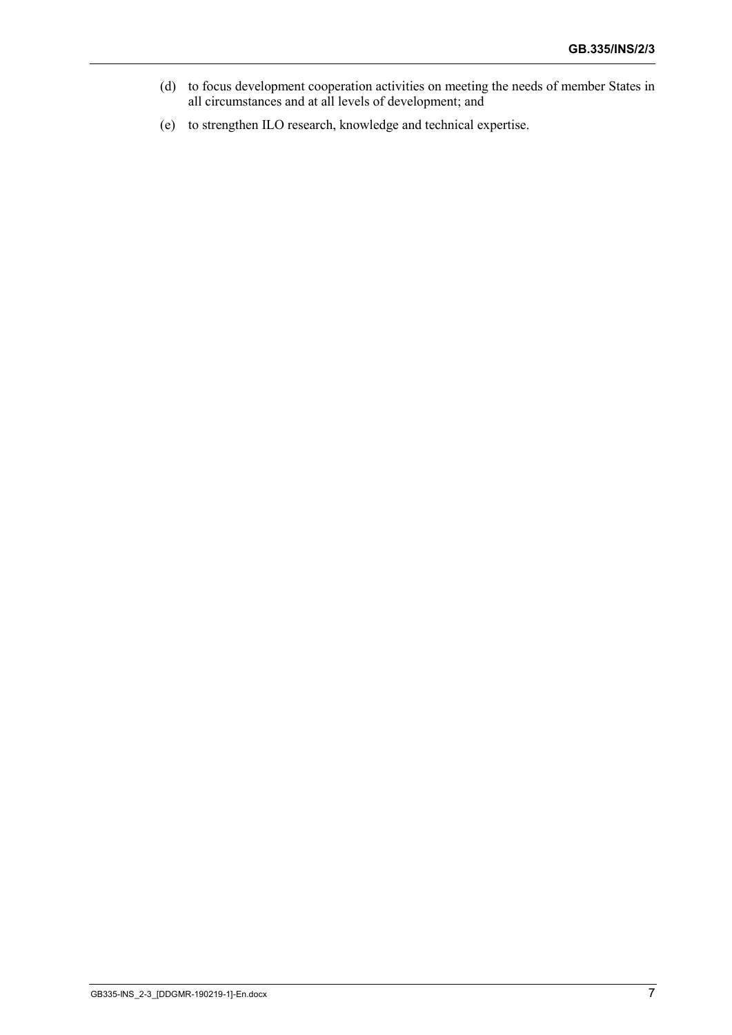(d) to focus development cooperation activities on meeting the needs of member States in all circumstances and at all levels of development; and

(e) to strengthen ILO research, knowledge and technical expertise.